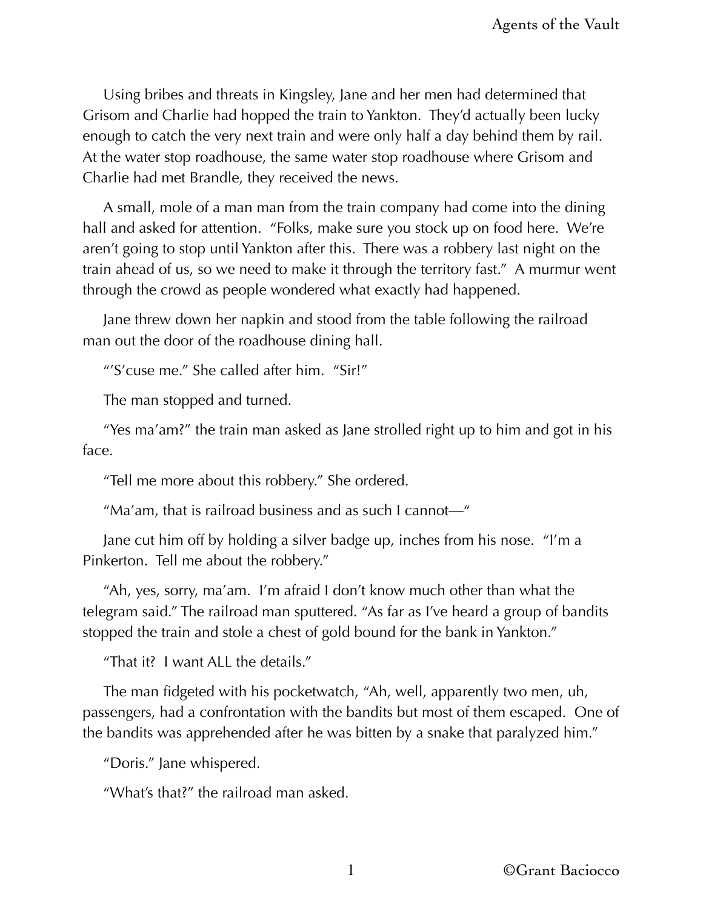Using bribes and threats in Kingsley, Jane and her men had determined that Grisom and Charlie had hopped the train to Yankton. They'd actually been lucky enough to catch the very next train and were only half a day behind them by rail. At the water stop roadhouse, the same water stop roadhouse where Grisom and Charlie had met Brandle, they received the news.

A small, mole of a man man from the train company had come into the dining hall and asked for attention. "Folks, make sure you stock up on food here. We're aren't going to stop until Yankton after this. There was a robbery last night on the train ahead of us, so we need to make it through the territory fast." A murmur went through the crowd as people wondered what exactly had happened.

Jane threw down her napkin and stood from the table following the railroad man out the door of the roadhouse dining hall.

"'S'cuse me." She called after him. "Sir!"

The man stopped and turned.

"Yes ma'am?" the train man asked as Jane strolled right up to him and got in his face.

"Tell me more about this robbery." She ordered.

"Ma'am, that is railroad business and as such I cannot—"

Jane cut him off by holding a silver badge up, inches from his nose. "I'm a Pinkerton. Tell me about the robbery."

"Ah, yes, sorry, ma'am. I'm afraid I don't know much other than what the telegram said." The railroad man sputtered. "As far as I've heard a group of bandits stopped the train and stole a chest of gold bound for the bank in Yankton."

"That it? I want ALL the details."

The man fidgeted with his pocketwatch, "Ah, well, apparently two men, uh, passengers, had a confrontation with the bandits but most of them escaped. One of the bandits was apprehended after he was bitten by a snake that paralyzed him."

"Doris." Jane whispered.

"What's that?" the railroad man asked.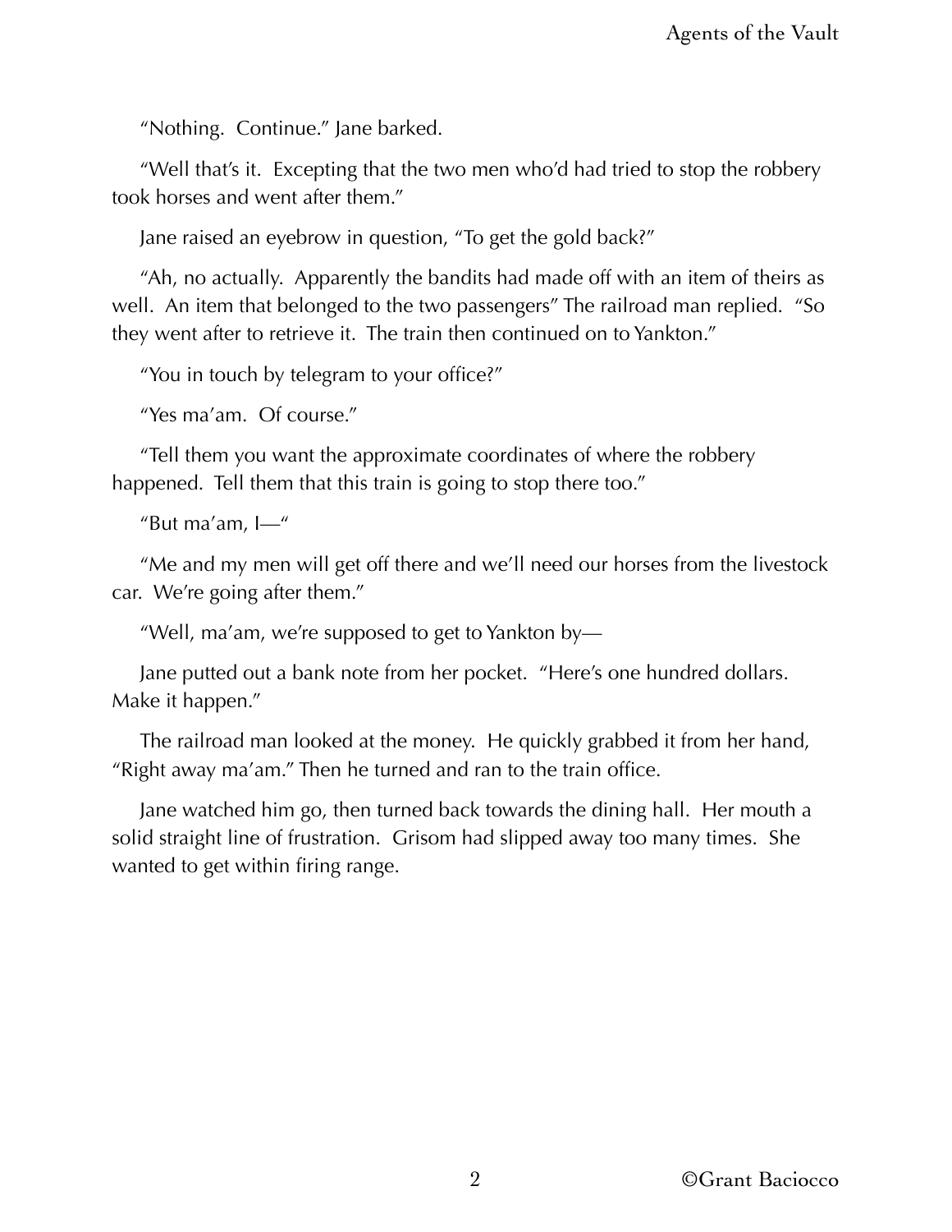"Nothing.  Continue." Jane barked.

"Well that's it.  Excepting that the two men who'd had tried to stop the robbery took horses and went after them."

Jane raised an eyebrow in question, "To get the gold back?"

"Ah, no actually.  Apparently the bandits had made off with an item of theirs as well.  An item that belonged to the two passengers" The railroad man replied.  "So they went after to retrieve it.  The train then continued on to Yankton."

"You in touch by telegram to your office?"

"Yes ma'am.  Of course."

"Tell them you want the approximate coordinates of where the robbery happened.  Tell them that this train is going to stop there too."

"But ma'am, I—"

"Me and my men will get off there and we'll need our horses from the livestock car.  We're going after them."

"Well, ma'am, we're supposed to get to Yankton by—

Jane putted out a bank note from her pocket.  "Here's one hundred dollars.  Make it happen."

The railroad man looked at the money.  He quickly grabbed it from her hand, "Right away ma'am." Then he turned and ran to the train office.

Jane watched him go, then turned back towards the dining hall.  Her mouth a solid straight line of frustration.  Grisom had slipped away too many times.  She wanted to get within firing range.